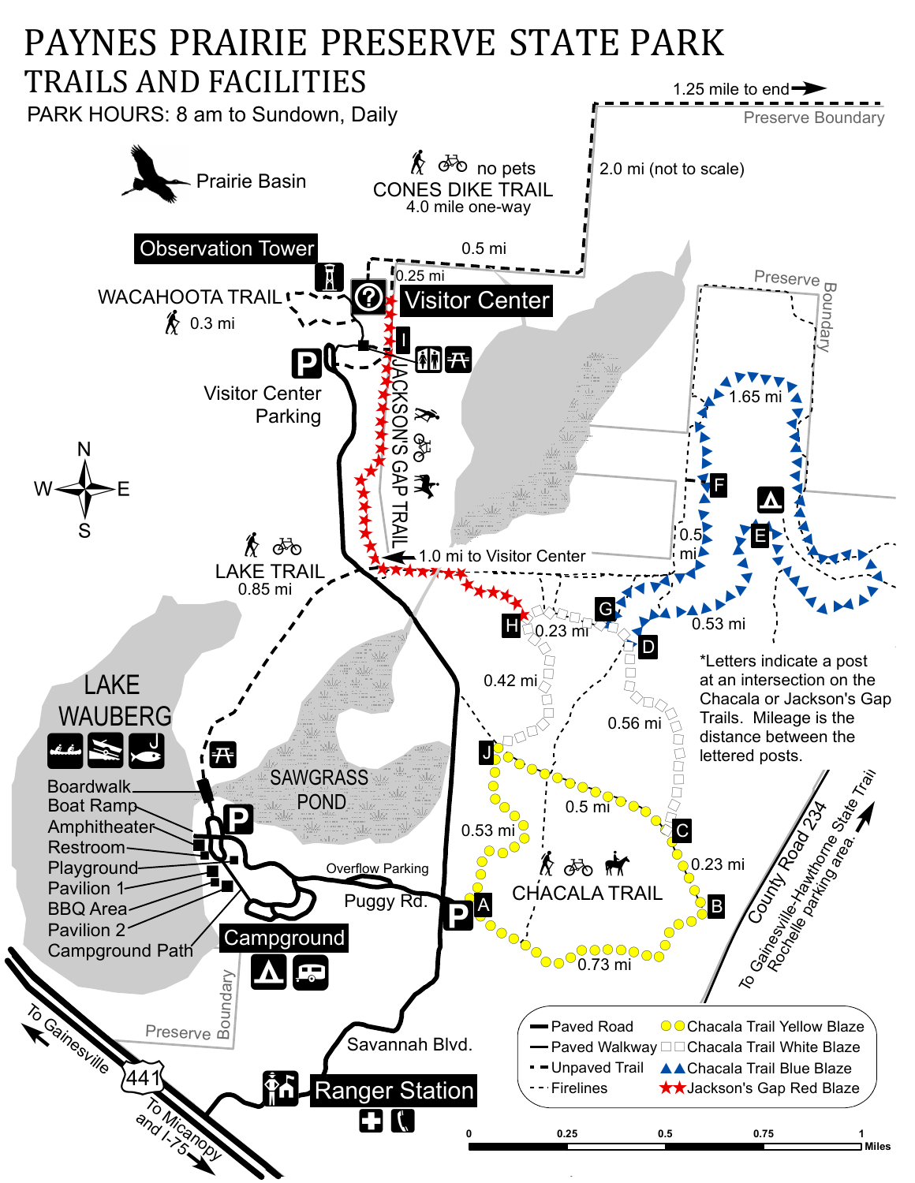# PAYNES PRAIRIE PRESERVE STATE PARK

## TRAILS AND FACILITIES

PARK HOURS: 8 am to Sundown, Daily

Prairie Basin

no pets
CONES DIKE TRAIL
4.0 mile one-way

1.25 mile to end →

Preserve Boundary

2.0 mi (not to scale)

0.5 mi

0.25 mi

Observation Tower

Visitor Center

WACAHOOTA TRAIL
0.3 mi

Visitor Center Parking

JACKSON'S GAP TRAIL

1.0 mi to Visitor Center

LAKE TRAIL
0.85 mi

Preserve Boundary

1.65 mi

0.5 mi

0.53 mi

0.23 mi

0.42 mi

0.56 mi

*Letters indicate a post at an intersection on the Chacala or Jackson's Gap Trails. Mileage is the distance between the lettered posts.

LAKE WAUBERG

SAWGRASS POND

0.5 mi

0.53 mi

0.23 mi

CHACALA TRAIL

0.73 mi

Overflow Parking

Puggy Rd.

- Boardwalk
- Boat Ramp
- Amphitheater
- Restroom
- Playground
- Pavilion 1
- BBQ Area
- Pavilion 2
- Campground Path

Campground

County Road 234

To Gainesville-Hawthorne State Trail Rochelle parking area.

Preserve Boundary

To Gainesville

441

To Micanopy and I-75

Savannah Blvd.

Ranger Station

| Legend | |
|---|---|
| Paved Road | Chacala Trail Yellow Blaze |
| Paved Walkway | Chacala Trail White Blaze |
| Unpaved Trail | Chacala Trail Blue Blaze |
| Firelines | Jackson's Gap Red Blaze |

0 0.25 0.5 0.75 1 Miles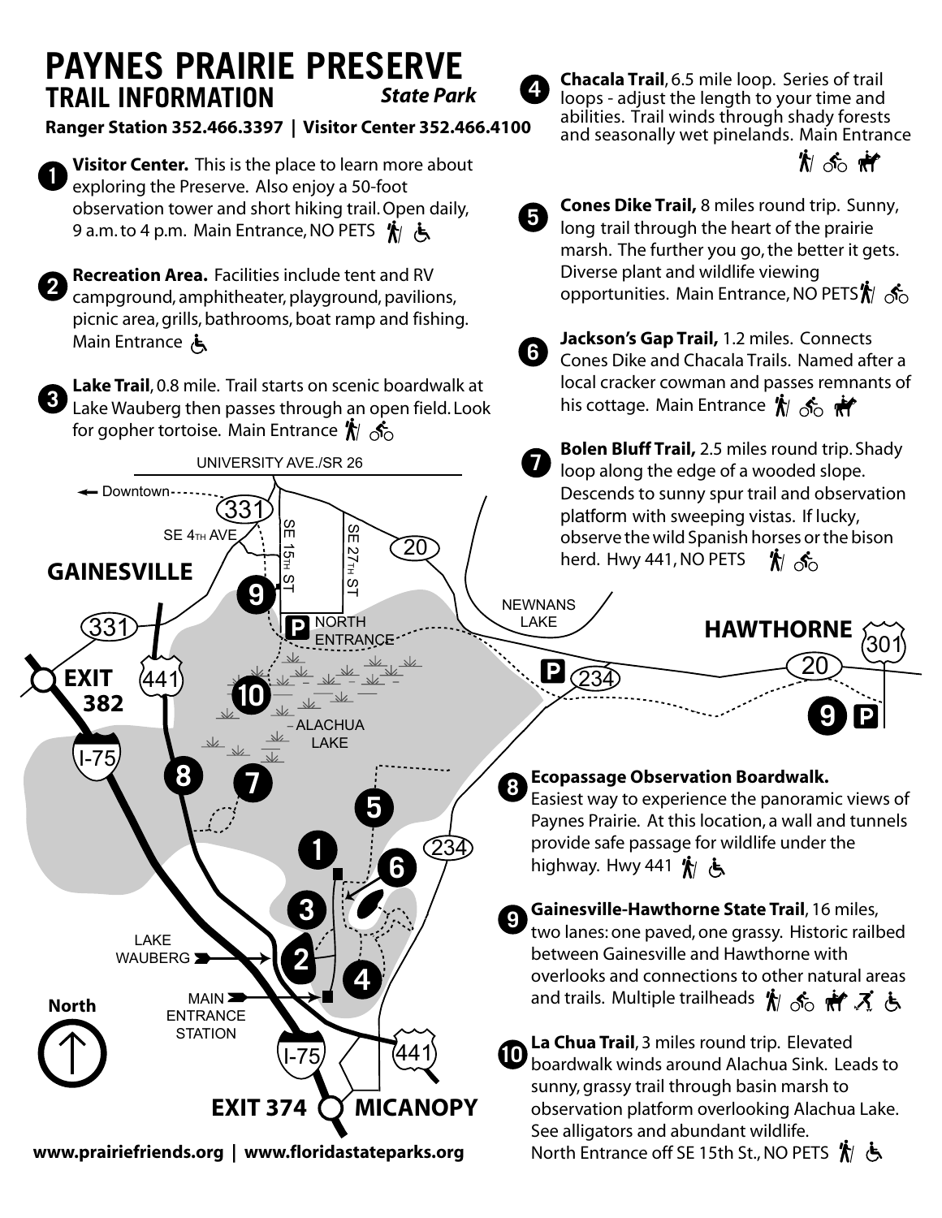# PAYNES PRAIRIE PRESERVE

## TRAIL INFORMATION *State Park*

**Ranger Station 352.466.3397 | Visitor Center 352.466.4100**

1. **Visitor Center.** This is the place to learn more about exploring the Preserve. Also enjoy a 50-foot observation tower and short hiking trail. Open daily, 9 a.m. to 4 p.m. Main Entrance, NO PETS

2. **Recreation Area.** Facilities include tent and RV campground, amphitheater, playground, pavilions, picnic area, grills, bathrooms, boat ramp and fishing. Main Entrance

3. **Lake Trail**, 0.8 mile. Trail starts on scenic boardwalk at Lake Wauberg then passes through an open field. Look for gopher tortoise. Main Entrance

4. **Chacala Trail**, 6.5 mile loop. Series of trail loops - adjust the length to your time and abilities. Trail winds through shady forests and seasonally wet pinelands. Main Entrance

5. **Cones Dike Trail,** 8 miles round trip. Sunny, long trail through the heart of the prairie marsh. The further you go, the better it gets. Diverse plant and wildlife viewing opportunities. Main Entrance, NO PETS

6. **Jackson's Gap Trail,** 1.2 miles. Connects Cones Dike and Chacala Trails. Named after a local cracker cowman and passes remnants of his cottage. Main Entrance

7. **Bolen Bluff Trail,** 2.5 miles round trip. Shady loop along the edge of a wooded slope. Descends to sunny spur trail and observation platform with sweeping vistas. If lucky, observe the wild Spanish horses or the bison herd. Hwy 441, NO PETS

8. **Ecopassage Observation Boardwalk.** Easiest way to experience the panoramic views of Paynes Prairie. At this location, a wall and tunnels provide safe passage for wildlife under the highway. Hwy 441

9. **Gainesville-Hawthorne State Trail**, 16 miles, two lanes: one paved, one grassy. Historic railbed between Gainesville and Hawthorne with overlooks and connections to other natural areas and trails. Multiple trailheads

10. **La Chua Trail**, 3 miles round trip. Elevated boardwalk winds around Alachua Sink. Leads to sunny, grassy trail through basin marsh to observation platform overlooking Alachua Lake. See alligators and abundant wildlife. North Entrance off SE 15th St., NO PETS

UNIVERSITY AVE./SR 26
Downtown
331
SE 4TH AVE
SE 15TH ST
SE 27TH ST
20
GAINESVILLE
NEWNANS LAKE
HAWTHORNE
301
331
NORTH ENTRANCE
P
234
EXIT 382
441
I-75
ALACHUA LAKE
LAKE WAUBERG
MAIN ENTRANCE STATION
North
I-75
441
EXIT 374
MICANOPY

www.prairiefriends.org | www.floridastateparks.org